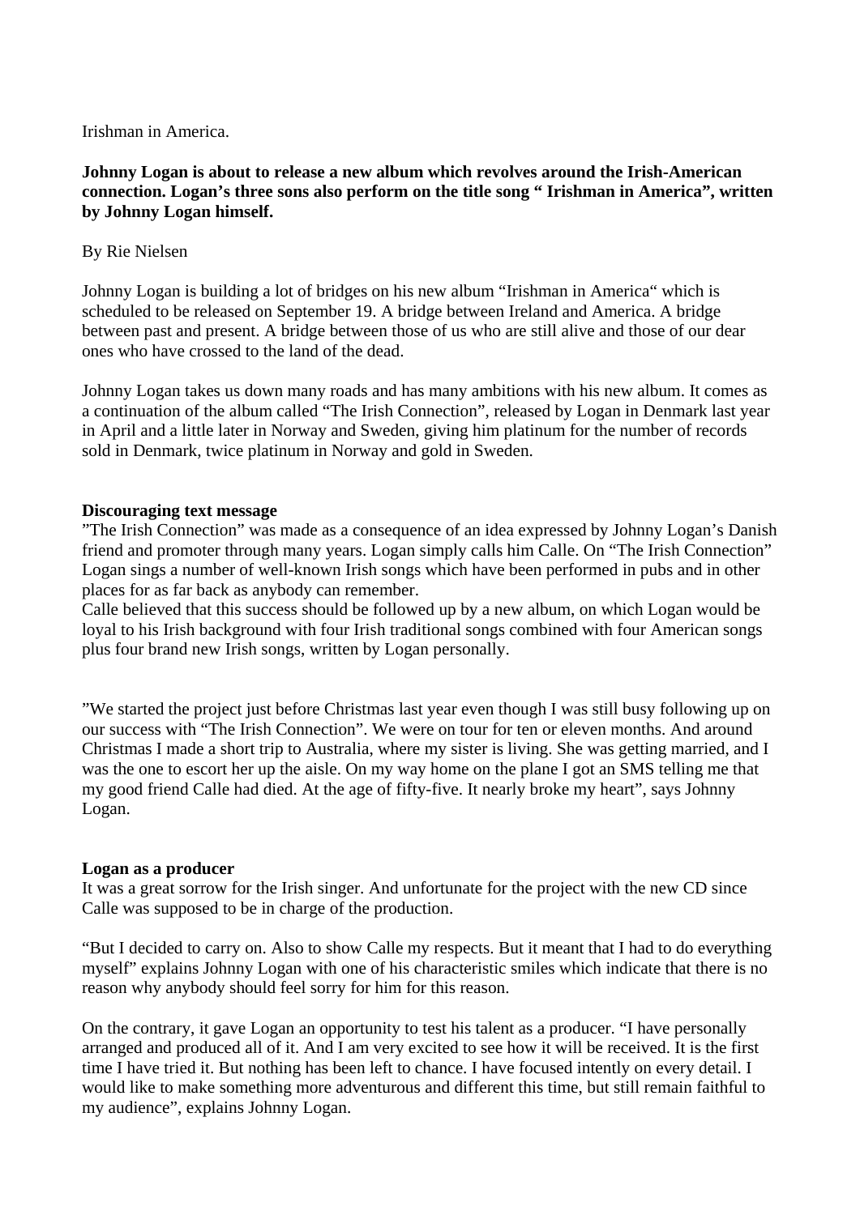Irishman in America.

**Johnny Logan is about to release a new album which revolves around the Irish-American connection. Logan's three sons also perform on the title song " Irishman in America", written by Johnny Logan himself.**

By Rie Nielsen

Johnny Logan is building a lot of bridges on his new album "Irishman in America" which is scheduled to be released on September 19. A bridge between Ireland and America. A bridge between past and present. A bridge between those of us who are still alive and those of our dear ones who have crossed to the land of the dead.

Johnny Logan takes us down many roads and has many ambitions with his new album. It comes as a continuation of the album called "The Irish Connection", released by Logan in Denmark last year in April and a little later in Norway and Sweden, giving him platinum for the number of records sold in Denmark, twice platinum in Norway and gold in Sweden.

**Discouraging text message**

"The Irish Connection" was made as a consequence of an idea expressed by Johnny Logan's Danish friend and promoter through many years. Logan simply calls him Calle. On "The Irish Connection" Logan sings a number of well-known Irish songs which have been performed in pubs and in other places for as far back as anybody can remember.
Calle believed that this success should be followed up by a new album, on which Logan would be loyal to his Irish background with four Irish traditional songs combined with four American songs plus four brand new Irish songs, written by Logan personally.

"We started the project just before Christmas last year even though I was still busy following up on our success with "The Irish Connection". We were on tour for ten or eleven months. And around Christmas I made a short trip to Australia, where my sister is living. She was getting married, and I was the one to escort her up the aisle. On my way home on the plane I got an SMS telling me that my good friend Calle had died. At the age of fifty-five. It nearly broke my heart", says Johnny Logan.

**Logan as a producer**

It was a great sorrow for the Irish singer. And unfortunate for the project with the new CD since Calle was supposed to be in charge of the production.

"But I decided to carry on. Also to show Calle my respects. But it meant that I had to do everything myself" explains Johnny Logan with one of his characteristic smiles which indicate that there is no reason why anybody should feel sorry for him for this reason.

On the contrary, it gave Logan an opportunity to test his talent as a producer. "I have personally arranged and produced all of it. And I am very excited to see how it will be received. It is the first time I have tried it. But nothing has been left to chance. I have focused intently on every detail. I would like to make something more adventurous and different this time, but still remain faithful to my audience", explains Johnny Logan.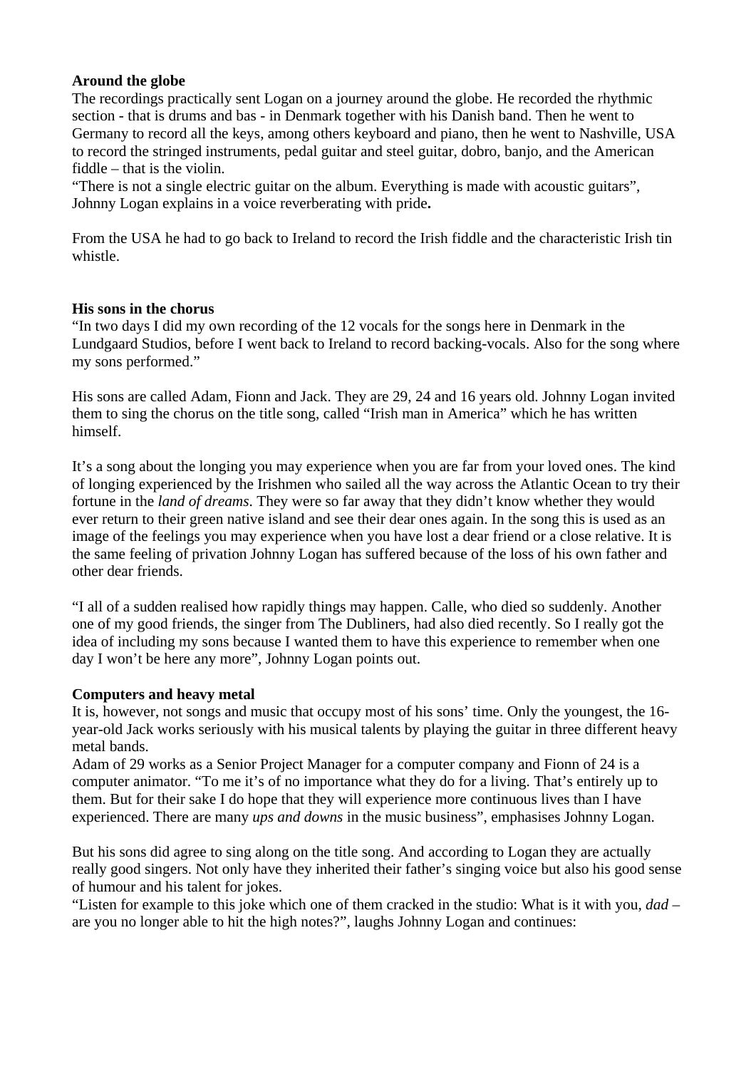**Around the globe**
The recordings practically sent Logan on a journey around the globe. He recorded the rhythmic section - that is drums and bas - in Denmark together with his Danish band. Then he went to Germany to record all the keys, among others keyboard and piano, then he went to Nashville, USA to record the stringed instruments, pedal guitar and steel guitar, dobro, banjo, and the American fiddle – that is the violin.
"There is not a single electric guitar on the album. Everything is made with acoustic guitars", Johnny Logan explains in a voice reverberating with pride**.**

From the USA he had to go back to Ireland to record the Irish fiddle and the characteristic Irish tin whistle.

**His sons in the chorus**
"In two days I did my own recording of the 12 vocals for the songs here in Denmark in the Lundgaard Studios, before I went back to Ireland to record backing-vocals. Also for the song where my sons performed."

His sons are called Adam, Fionn and Jack. They are 29, 24 and 16 years old. Johnny Logan invited them to sing the chorus on the title song, called "Irish man in America" which he has written himself.

It's a song about the longing you may experience when you are far from your loved ones. The kind of longing experienced by the Irishmen who sailed all the way across the Atlantic Ocean to try their fortune in the *land of dreams*. They were so far away that they didn't know whether they would ever return to their green native island and see their dear ones again. In the song this is used as an image of the feelings you may experience when you have lost a dear friend or a close relative. It is the same feeling of privation Johnny Logan has suffered because of the loss of his own father and other dear friends.

"I all of a sudden realised how rapidly things may happen. Calle, who died so suddenly. Another one of my good friends, the singer from The Dubliners, had also died recently. So I really got the idea of including my sons because I wanted them to have this experience to remember when one day I won't be here any more", Johnny Logan points out.

**Computers and heavy metal**
It is, however, not songs and music that occupy most of his sons' time. Only the youngest, the 16-year-old Jack works seriously with his musical talents by playing the guitar in three different heavy metal bands.
Adam of 29 works as a Senior Project Manager for a computer company and Fionn of 24 is a computer animator. "To me it's of no importance what they do for a living. That's entirely up to them. But for their sake I do hope that they will experience more continuous lives than I have experienced. There are many *ups and downs* in the music business", emphasises Johnny Logan.

But his sons did agree to sing along on the title song. And according to Logan they are actually really good singers. Not only have they inherited their father's singing voice but also his good sense of humour and his talent for jokes.
"Listen for example to this joke which one of them cracked in the studio: What is it with you, *dad* – are you no longer able to hit the high notes?", laughs Johnny Logan and continues: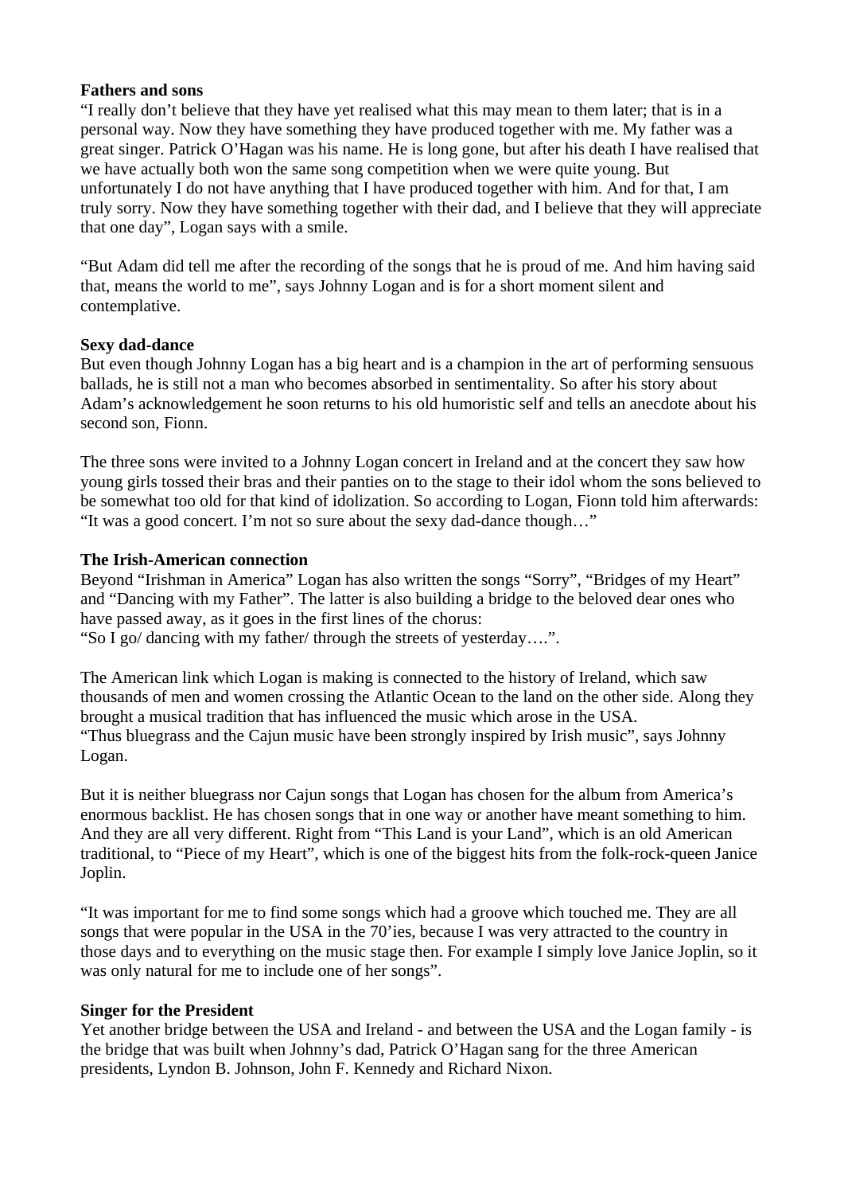**Fathers and sons**

“I really don’t believe that they have yet realised what this may mean to them later; that is in a personal way. Now they have something they have produced together with me. My father was a great singer. Patrick O’Hagan was his name. He is long gone, but after his death I have realised that we have actually both won the same song competition when we were quite young. But unfortunately I do not have anything that I have produced together with him. And for that, I am truly sorry. Now they have something together with their dad, and I believe that they will appreciate that one day”, Logan says with a smile.

“But Adam did tell me after the recording of the songs that he is proud of me. And him having said that, means the world to me”, says Johnny Logan and is for a short moment silent and contemplative.

**Sexy dad-dance**

But even though Johnny Logan has a big heart and is a champion in the art of performing sensuous ballads, he is still not a man who becomes absorbed in sentimentality. So after his story about Adam’s acknowledgement he soon returns to his old humoristic self and tells an anecdote about his second son, Fionn.

The three sons were invited to a Johnny Logan concert in Ireland and at the concert they saw how young girls tossed their bras and their panties on to the stage to their idol whom the sons believed to be somewhat too old for that kind of idolization. So according to Logan, Fionn told him afterwards: “It was a good concert. I’m not so sure about the sexy dad-dance though…”

**The Irish-American connection**

Beyond “Irishman in America” Logan has also written the songs “Sorry”, “Bridges of my Heart” and “Dancing with my Father”. The latter is also building a bridge to the beloved dear ones who have passed away, as it goes in the first lines of the chorus:
“So I go/ dancing with my father/ through the streets of yesterday….”.

The American link which Logan is making is connected to the history of Ireland, which saw thousands of men and women crossing the Atlantic Ocean to the land on the other side. Along they brought a musical tradition that has influenced the music which arose in the USA.
“Thus bluegrass and the Cajun music have been strongly inspired by Irish music”, says Johnny Logan.

But it is neither bluegrass nor Cajun songs that Logan has chosen for the album from America’s enormous backlist. He has chosen songs that in one way or another have meant something to him. And they are all very different. Right from “This Land is your Land”, which is an old American traditional, to “Piece of my Heart”, which is one of the biggest hits from the folk-rock-queen Janice Joplin.

“It was important for me to find some songs which had a groove which touched me. They are all songs that were popular in the USA in the 70’ies, because I was very attracted to the country in those days and to everything on the music stage then. For example I simply love Janice Joplin, so it was only natural for me to include one of her songs”.

**Singer for the President**

Yet another bridge between the USA and Ireland - and between the USA and the Logan family - is the bridge that was built when Johnny’s dad, Patrick O’Hagan sang for the three American presidents, Lyndon B. Johnson, John F. Kennedy and Richard Nixon.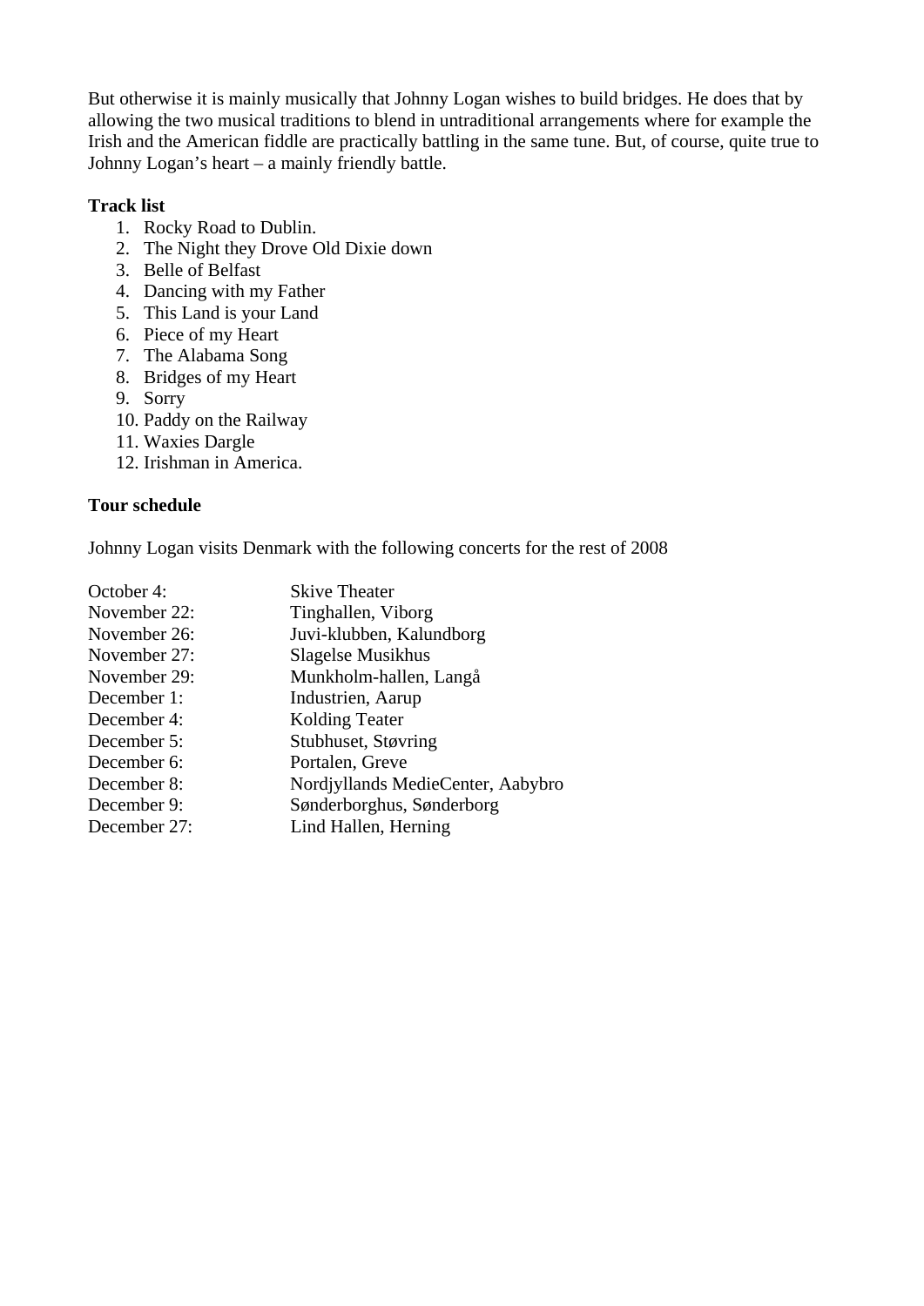But otherwise it is mainly musically that Johnny Logan wishes to build bridges. He does that by allowing the two musical traditions to blend in untraditional arrangements where for example the Irish and the American fiddle are practically battling in the same tune. But, of course, quite true to Johnny Logan's heart – a mainly friendly battle.

**Track list**

1. Rocky Road to Dublin.
2. The Night they Drove Old Dixie down
3. Belle of Belfast
4. Dancing with my Father
5. This Land is your Land
6. Piece of my Heart
7. The Alabama Song
8. Bridges of my Heart
9. Sorry
10. Paddy on the Railway
11. Waxies Dargle
12. Irishman in America.

**Tour schedule**

Johnny Logan visits Denmark with the following concerts for the rest of 2008

| | |
|---|---|
| October 4: | Skive Theater |
| November 22: | Tinghallen, Viborg |
| November 26: | Juvi-klubben, Kalundborg |
| November 27: | Slagelse Musikhus |
| November 29: | Munkholm-hallen, Langå |
| December 1: | Industrien, Aarup |
| December 4: | Kolding Teater |
| December 5: | Stubhuset, Støvring |
| December 6: | Portalen, Greve |
| December 8: | Nordjyllands MedieCenter, Aabybro |
| December 9: | Sønderborghus, Sønderborg |
| December 27: | Lind Hallen, Herning |